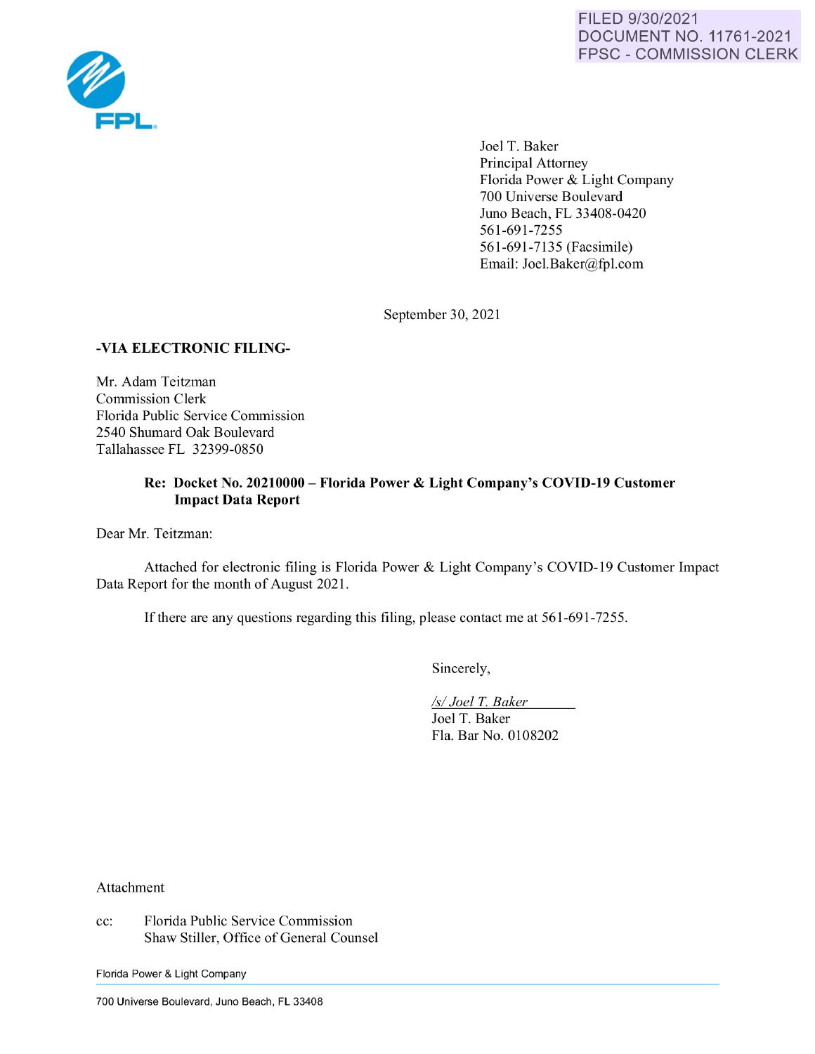FILED 9/30/2021
DOCUMENT NO. 11761-2021
FPSC - COMMISSION CLERK

FPL

Joel T. Baker
Principal Attorney
Florida Power & Light Company
700 Universe Boulevard
Juno Beach, FL 33408-0420
561-691-7255
561-691-7135 (Facsimile)
Email: Joel.Baker@fpl.com

September 30, 2021

**-VIA ELECTRONIC FILING-**

Mr. Adam Teitzman
Commission Clerk
Florida Public Service Commission
2540 Shumard Oak Boulevard
Tallahassee FL 32399-0850

**Re: Docket No. 20210000 – Florida Power & Light Company's COVID-19 Customer Impact Data Report**

Dear Mr. Teitzman:

Attached for electronic filing is Florida Power & Light Company's COVID-19 Customer Impact Data Report for the month of August 2021.

If there are any questions regarding this filing, please contact me at 561-691-7255.

Sincerely,

*/s/ Joel T. Baker*
Joel T. Baker
Fla. Bar No. 0108202

Attachment

cc: Florida Public Service Commission
Shaw Stiller, Office of General Counsel

Florida Power & Light Company

700 Universe Boulevard, Juno Beach, FL 33408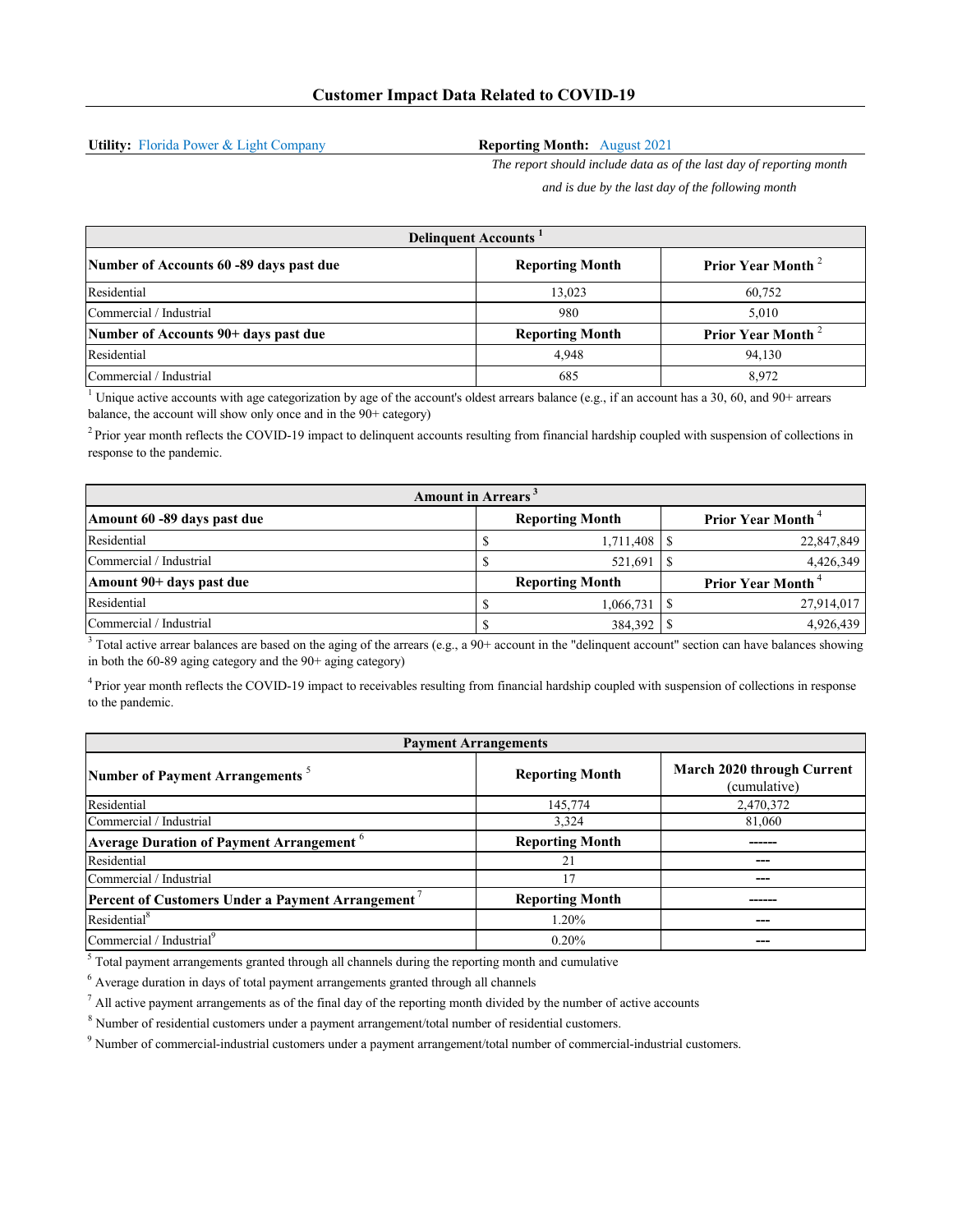## Customer Impact Data Related to COVID-19

**Utility:** Florida Power & Light Company

**Reporting Month:** August 2021

*The report should include data as of the last day of reporting month and is due by the last day of the following month*

| Delinquent Accounts [1] | | |
|---|---|---|
| **Number of Accounts 60 -89 days past due** | **Reporting Month** | **Prior Year Month [2]** |
| Residential | 13,023 | 60,752 |
| Commercial / Industrial | 980 | 5,010 |
| **Number of Accounts 90+ days past due** | **Reporting Month** | **Prior Year Month [2]** |
| Residential | 4,948 | 94,130 |
| Commercial / Industrial | 685 | 8,972 |

[1] Unique active accounts with age categorization by age of the account's oldest arrears balance (e.g., if an account has a 30, 60, and 90+ arrears balance, the account will show only once and in the 90+ category)

[2] Prior year month reflects the COVID-19 impact to delinquent accounts resulting from financial hardship coupled with suspension of collections in response to the pandemic.

| Amount in Arrears [3] | | |
|---|---|---|
| **Amount 60 -89 days past due** | **Reporting Month** | **Prior Year Month [4]** |
| Residential | $ 1,711,408 | $ 22,847,849 |
| Commercial / Industrial | $ 521,691 | $ 4,426,349 |
| **Amount 90+ days past due** | **Reporting Month** | **Prior Year Month [4]** |
| Residential | $ 1,066,731 | $ 27,914,017 |
| Commercial / Industrial | $ 384,392 | $ 4,926,439 |

[3] Total active arrear balances are based on the aging of the arrears (e.g., a 90+ account in the "delinquent account" section can have balances showing in both the 60-89 aging category and the 90+ aging category)

[4] Prior year month reflects the COVID-19 impact to receivables resulting from financial hardship coupled with suspension of collections in response to the pandemic.

| Payment Arrangements | | |
|---|---|---|
| **Number of Payment Arrangements [5]** | **Reporting Month** | **March 2020 through Current** (cumulative) |
| Residential | 145,774 | 2,470,372 |
| Commercial / Industrial | 3,324 | 81,060 |
| **Average Duration of Payment Arrangement [6]** | **Reporting Month** | ------ |
| Residential | 21 | --- |
| Commercial / Industrial | 17 | --- |
| **Percent of Customers Under a Payment Arrangement [7]** | **Reporting Month** | ------ |
| Residential[8] | 1.20% | --- |
| Commercial / Industrial[9] | 0.20% | --- |

[5] Total payment arrangements granted through all channels during the reporting month and cumulative

[6] Average duration in days of total payment arrangements granted through all channels

[7] All active payment arrangements as of the final day of the reporting month divided by the number of active accounts

[8] Number of residential customers under a payment arrangement/total number of residential customers.

[9] Number of commercial-industrial customers under a payment arrangement/total number of commercial-industrial customers.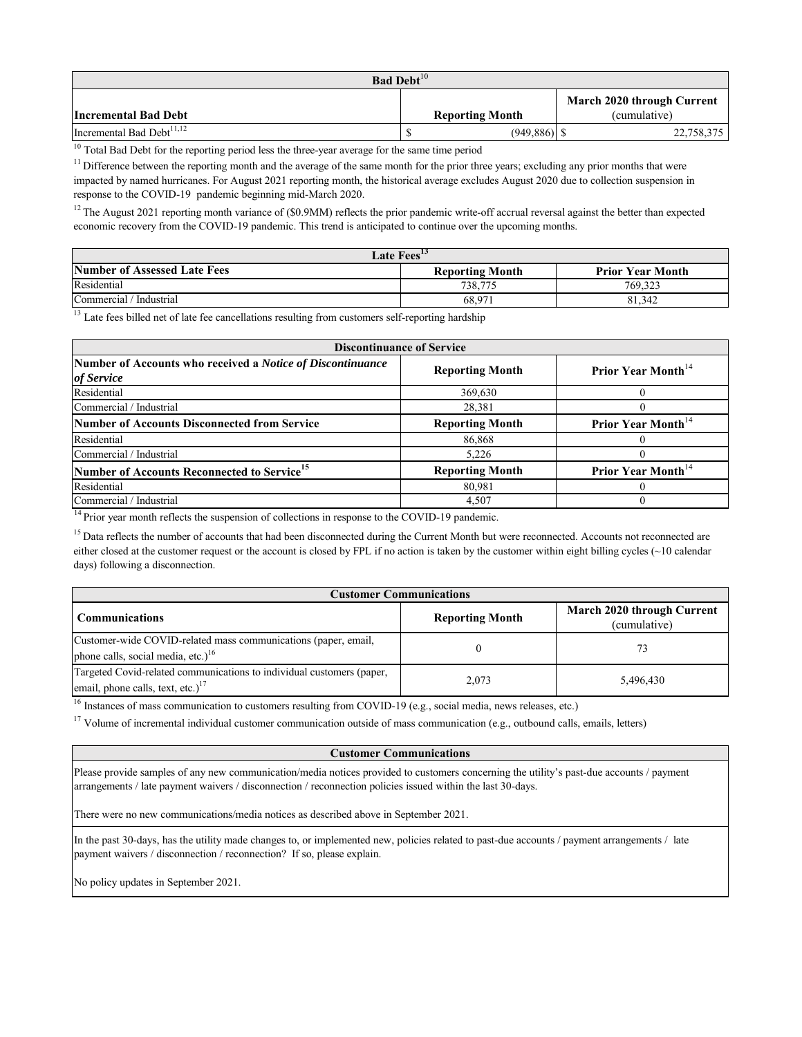| Bad Debt[10] | | |
|---|---|---|
| **Incremental Bad Debt** | **Reporting Month** | **March 2020 through Current** (cumulative) |
| Incremental Bad Debt[11,12] | $ (949,886) | $ 22,758,375 |

[10] Total Bad Debt for the reporting period less the three-year average for the same time period

[11] Difference between the reporting month and the average of the same month for the prior three years; excluding any prior months that were impacted by named hurricanes. For August 2021 reporting month, the historical average excludes August 2020 due to collection suspension in response to the COVID-19 pandemic beginning mid-March 2020.

[12] The August 2021 reporting month variance of ($0.9MM) reflects the prior pandemic write-off accrual reversal against the better than expected economic recovery from the COVID-19 pandemic. This trend is anticipated to continue over the upcoming months.

| Late Fees[13] | | |
|---|---|---|
| **Number of Assessed Late Fees** | **Reporting Month** | **Prior Year Month** |
| Residential | 738,775 | 769,323 |
| Commercial / Industrial | 68,971 | 81,342 |

[13] Late fees billed net of late fee cancellations resulting from customers self-reporting hardship

| Discontinuance of Service | | |
|---|---|---|
| **Number of Accounts who received a *Notice of Discontinuance of Service*** | **Reporting Month** | **Prior Year Month[14]** |
| Residential | 369,630 | 0 |
| Commercial / Industrial | 28,381 | 0 |
| **Number of Accounts Disconnected from Service** | **Reporting Month** | **Prior Year Month[14]** |
| Residential | 86,868 | 0 |
| Commercial / Industrial | 5,226 | 0 |
| **Number of Accounts Reconnected to Service[15]** | **Reporting Month** | **Prior Year Month[14]** |
| Residential | 80,981 | 0 |
| Commercial / Industrial | 4,507 | 0 |

[14] Prior year month reflects the suspension of collections in response to the COVID-19 pandemic.

[15] Data reflects the number of accounts that had been disconnected during the Current Month but were reconnected. Accounts not reconnected are either closed at the customer request or the account is closed by FPL if no action is taken by the customer within eight billing cycles (~10 calendar days) following a disconnection.

| Customer Communications | | |
|---|---|---|
| **Communications** | **Reporting Month** | **March 2020 through Current** (cumulative) |
| Customer-wide COVID-related mass communications (paper, email, phone calls, social media, etc.)[16] | 0 | 73 |
| Targeted Covid-related communications to individual customers (paper, email, phone calls, text, etc.)[17] | 2,073 | 5,496,430 |

[16] Instances of mass communication to customers resulting from COVID-19 (e.g., social media, news releases, etc.)

[17] Volume of incremental individual customer communication outside of mass communication (e.g., outbound calls, emails, letters)

**Customer Communications**

Please provide samples of any new communication/media notices provided to customers concerning the utility's past-due accounts / payment arrangements / late payment waivers / disconnection / reconnection policies issued within the last 30-days.

There were no new communications/media notices as described above in September 2021.

In the past 30-days, has the utility made changes to, or implemented new, policies related to past-due accounts / payment arrangements / late payment waivers / disconnection / reconnection? If so, please explain.

No policy updates in September 2021.